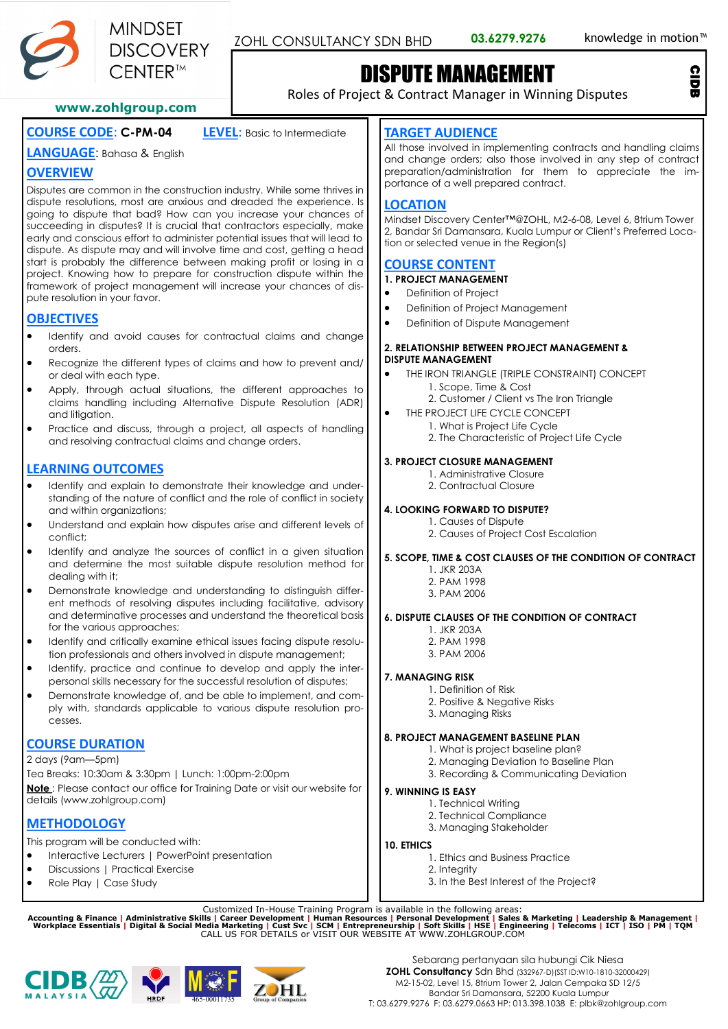MINDSET DISCOVERY CENTER™

www.zohlgroup.com

ZOHL CONSULTANCY SDN BHD 03.6279.9276 knowledge in motion™

# DISPUTE MANAGEMENT

Roles of Project & Contract Manager in Winning Disputes

CIDB

**COURSE CODE: C-PM-04** **LEVEL**: Basic to Intermediate

**LANGUAGE**: Bahasa & English

## OVERVIEW

Disputes are common in the construction industry. While some thrives in dispute resolutions, most are anxious and dreaded the experience. Is going to dispute that bad? How can you increase your chances of succeeding in disputes? It is crucial that contractors especially, make early and conscious effort to administer potential issues that will lead to dispute. As dispute may and will involve time and cost, getting a head start is probably the difference between making profit or losing in a project. Knowing how to prepare for construction dispute within the framework of project management will increase your chances of dispute resolution in your favor.

## OBJECTIVES

- Identify and avoid causes for contractual claims and change orders.
- Recognize the different types of claims and how to prevent and/ or deal with each type.
- Apply, through actual situations, the different approaches to claims handling including Alternative Dispute Resolution (ADR) and litigation.
- Practice and discuss, through a project, all aspects of handling and resolving contractual claims and change orders.

## LEARNING OUTCOMES

- Identify and explain to demonstrate their knowledge and understanding of the nature of conflict and the role of conflict in society and within organizations;
- Understand and explain how disputes arise and different levels of conflict;
- Identify and analyze the sources of conflict in a given situation and determine the most suitable dispute resolution method for dealing with it;
- Demonstrate knowledge and understanding to distinguish different methods of resolving disputes including facilitative, advisory and determinative processes and understand the theoretical basis for the various approaches;
- Identify and critically examine ethical issues facing dispute resolution professionals and others involved in dispute management;
- Identify, practice and continue to develop and apply the interpersonal skills necessary for the successful resolution of disputes;
- Demonstrate knowledge of, and be able to implement, and comply with, standards applicable to various dispute resolution processes.

## COURSE DURATION

2 days (9am—5pm)

Tea Breaks: 10:30am & 3:30pm | Lunch: 1:00pm-2:00pm

**Note** : Please contact our office for Training Date or visit our website for details (www.zohlgroup.com)

## METHODOLOGY

This program will be conducted with:

- Interactive Lecturers | PowerPoint presentation
- Discussions | Practical Exercise
- Role Play | Case Study

## TARGET AUDIENCE

All those involved in implementing contracts and handling claims and change orders; also those involved in any step of contract preparation/administration for them to appreciate the importance of a well prepared contract.

## LOCATION

Mindset Discovery Center™@ZOHL, M2-6-08, Level 6, 8trium Tower 2, Bandar Sri Damansara, Kuala Lumpur or Client's Preferred Location or selected venue in the Region(s)

## COURSE CONTENT

**1. PROJECT MANAGEMENT**

- Definition of Project
- Definition of Project Management
- Definition of Dispute Management

**2. RELATIONSHIP BETWEEN PROJECT MANAGEMENT & DISPUTE MANAGEMENT**

- THE IRON TRIANGLE (TRIPLE CONSTRAINT) CONCEPT
  1. Scope, Time & Cost
  2. Customer / Client vs The Iron Triangle
- THE PROJECT LIFE CYCLE CONCEPT
  1. What is Project Life Cycle
  2. The Characteristic of Project Life Cycle

**3. PROJECT CLOSURE MANAGEMENT**

1. Administrative Closure
2. Contractual Closure

**4. LOOKING FORWARD TO DISPUTE?**

1. Causes of Dispute
2. Causes of Project Cost Escalation

**5. SCOPE, TIME & COST CLAUSES OF THE CONDITION OF CONTRACT**

1. JKR 203A
2. PAM 1998
3. PAM 2006

**6. DISPUTE CLAUSES OF THE CONDITION OF CONTRACT**

1. JKR 203A
2. PAM 1998
3. PAM 2006

**7. MANAGING RISK**

1. Definition of Risk
2. Positive & Negative Risks
3. Managing Risks

**8. PROJECT MANAGEMENT BASELINE PLAN**

1. What is project baseline plan?
2. Managing Deviation to Baseline Plan
3. Recording & Communicating Deviation

**9. WINNING IS EASY**

1. Technical Writing
2. Technical Compliance
3. Managing Stakeholder

**10. ETHICS**

1. Ethics and Business Practice
2. Integrity
3. In the Best Interest of the Project?

Customized In-House Training Program is available in the following areas:

**Accounting & Finance | Administrative Skills | Career Development | Human Resources | Personal Development | Sales & Marketing | Leadership & Management | Workplace Essentials | Digital & Social Media Marketing | Cust Svc | SCM | Entrepreneurship | Soft Skills | HSE | Engineering | Telecoms | ICT | ISO | PM | TQM**

CALL US FOR DETAILS or VISIT OUR WEBSITE AT WWW.ZOHLGROUP.COM

CIDB MALAYSIA | HRDF | MOF 465-00011735 | ZOHL Group of Companies

Sebarang pertanyaan sila hubungi Cik Niesa
**ZOHL Consultancy** Sdn Bhd (332967-D)(SST ID:W10-1810-32000429)
M2-15-02, Level 15, 8trium Tower 2, Jalan Cempaka SD 12/5
Bandar Sri Damansara, 52200 Kuala Lumpur
T: 03.6279.9276 F: 03.6279.0663 HP: 013.398.1038 E: plbk@zohlgroup.com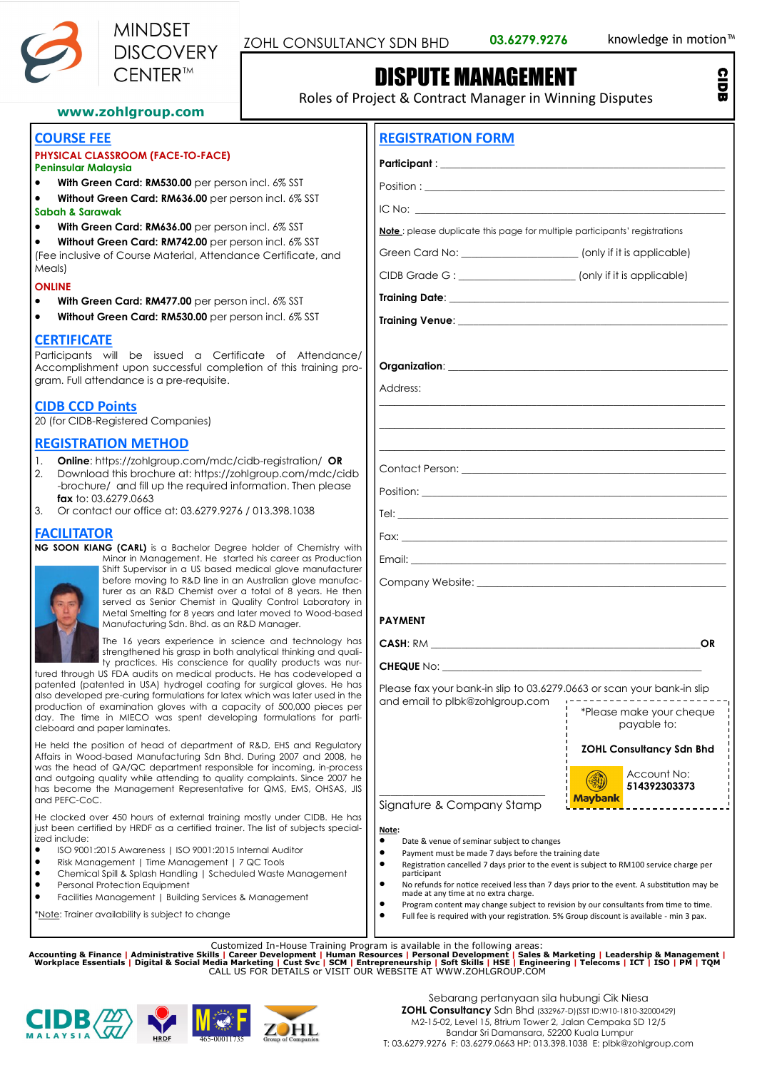MINDSET DISCOVERY CENTER™

www.zohlgroup.com

ZOHL CONSULTANCY SDN BHD **03.6279.9276** knowledge in motion™

# DISPUTE MANAGEMENT

Roles of Project & Contract Manager in Winning Disputes

CIDB

## COURSE FEE

**PHYSICAL CLASSROOM (FACE-TO-FACE)**

**Peninsular Malaysia**

- **With Green Card: RM530.00** per person incl. 6% SST
- **Without Green Card: RM636.00** per person incl. 6% SST

**Sabah & Sarawak**

- **With Green Card: RM636.00** per person incl. 6% SST
- **Without Green Card: RM742.00** per person incl. 6% SST

(Fee inclusive of Course Material, Attendance Certificate, and Meals)

**ONLINE**

- **With Green Card: RM477.00** per person incl. 6% SST
- **Without Green Card: RM530.00** per person incl. 6% SST

## CERTIFICATE

Participants will be issued a Certificate of Attendance/ Accomplishment upon successful completion of this training program. Full attendance is a pre-requisite.

## CIDB CCD Points

20 (for CIDB-Registered Companies)

## REGISTRATION METHOD

1. **Online**: https://zohlgroup.com/mdc/cidb-registration/ **OR**
2. Download this brochure at: https://zohlgroup.com/mdc/cidb-brochure/ and fill up the required information. Then please **fax** to: 03.6279.0663
3. Or contact our office at: 03.6279.9276 / 013.398.1038

## FACILITATOR

**NG SOON KIANG (CARL)** is a Bachelor Degree holder of Chemistry with Minor in Management. He started his career as Production Shift Supervisor in a US based medical glove manufacturer before moving to R&D line in an Australian glove manufacturer as an R&D Chemist over a total of 8 years. He then served as Senior Chemist in Quality Control Laboratory in Metal Smelting for 8 years and later moved to Wood-based Manufacturing Sdn. Bhd. as an R&D Manager.

The 16 years experience in science and technology has strengthened his grasp in both analytical thinking and quality practices. His conscience for quality products was nurtured through US FDA audits on medical products. He has codeveloped a patented (patented in USA) hydrogel coating for surgical gloves. He has also developed pre-curing formulations for latex which was later used in the production of examination gloves with a capacity of 500,000 pieces per day. The time in MIECO was spent developing formulations for particleboard and paper laminates.

He held the position of head of department of R&D, EHS and Regulatory Affairs in Wood-based Manufacturing Sdn Bhd. During 2007 and 2008, he was the head of QA/QC department responsible for incoming, in-process and outgoing quality while attending to quality complaints. Since 2007 he has become the Management Representative for QMS, EMS, OHSAS, JIS and PEFC-CoC.

He clocked over 450 hours of external training mostly under CIDB. He has just been certified by HRDF as a certified trainer. The list of subjects specialized include:

- ISO 9001:2015 Awareness | ISO 9001:2015 Internal Auditor
- Risk Management | Time Management | 7 QC Tools
- Chemical Spill & Splash Handling | Scheduled Waste Management
- Personal Protection Equipment
- Facilities Management | Building Services & Management

*Note: Trainer availability is subject to change

## REGISTRATION FORM

**Participant** : ______________________

Position : ______________________

IC No: ______________________

Note : please duplicate this page for multiple participants' registrations

Green Card No: ______________ (only if it is applicable)

CIDB Grade G : ______________ (only if it is applicable)

**Training Date**: ______________________

**Training Venue**: ______________________

**Organization**: ______________________

Address: ______________________

Contact Person: ______________________

Position: ______________________

Tel: ______________________

Fax: ______________________

Email: ______________________

Company Website: ______________________

**PAYMENT**

**CASH**: RM ______________________ **OR**

**CHEQUE** No: ______________________

Please fax your bank-in slip to 03.6279.0663 or scan your bank-in slip and email to plbk@zohlgroup.com

*Please make your cheque payable to:

**ZOHL Consultancy Sdn Bhd**

Maybank Account No: **514392303373**

Signature & Company Stamp

**Note:**

- Date & venue of seminar subject to changes
- Payment must be made 7 days before the training date
- Registration cancelled 7 days prior to the event is subject to RM100 service charge per participant
- No refunds for notice received less than 7 days prior to the event. A substitution may be made at any time at no extra charge.
- Program content may change subject to revision by our consultants from time to time.
- Full fee is required with your registration. 5% Group discount is available - min 3 pax.

Customized In-House Training Program is available in the following areas:

**Accounting & Finance | Administrative Skills | Career Development | Human Resources | Personal Development | Sales & Marketing | Leadership & Management | Workplace Essentials | Digital & Social Media Marketing | Cust Svc | SCM | Entrepreneurship | Soft Skills | HSE | Engineering | Telecoms | ICT | ISO | PM | TQM**

CALL US FOR DETAILS or VISIT OUR WEBSITE AT WWW.ZOHLGROUP.COM

CIDB MALAYSIA | HRDF | 465-00011735 | ZOHL Group of Companies

Sebarang pertanyaan sila hubungi Cik Niesa

**ZOHL Consultancy** Sdn Bhd (332967-D)(SST ID:W10-1810-32000429)

M2-15-02, Level 15, 8trium Tower 2, Jalan Cempaka SD 12/5

Bandar Sri Damansara, 52200 Kuala Lumpur

T: 03.6279.9276 F: 03.6279.0663 HP: 013.398.1038 E: plbk@zohlgroup.com